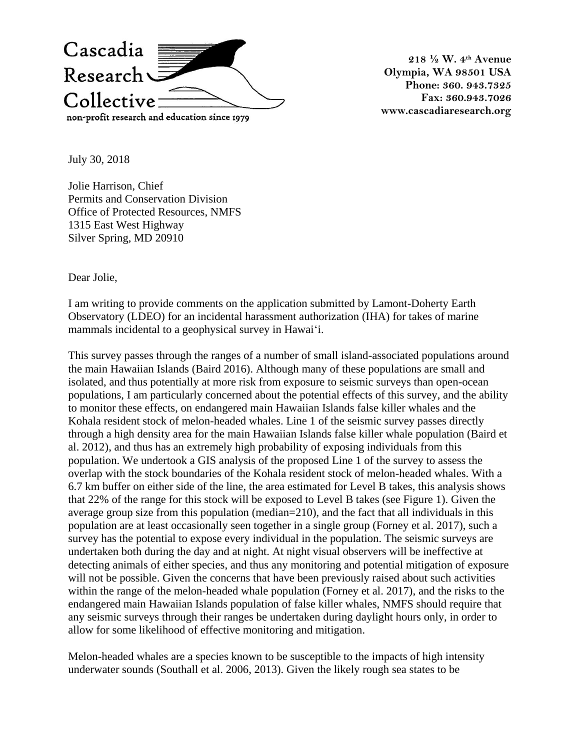Cascadia Research Collective

non-profit research and education since 1979

218 ½ W. 4th Avenue
Olympia, WA 98501 USA
Phone: 360. 943.7325
Fax: 360.943.7026
www.cascadiaresearch.org

July 30, 2018

Jolie Harrison, Chief
Permits and Conservation Division
Office of Protected Resources, NMFS
1315 East West Highway
Silver Spring, MD 20910

Dear Jolie,

I am writing to provide comments on the application submitted by Lamont-Doherty Earth Observatory (LDEO) for an incidental harassment authorization (IHA) for takes of marine mammals incidental to a geophysical survey in Hawai'i.

This survey passes through the ranges of a number of small island-associated populations around the main Hawaiian Islands (Baird 2016). Although many of these populations are small and isolated, and thus potentially at more risk from exposure to seismic surveys than open-ocean populations, I am particularly concerned about the potential effects of this survey, and the ability to monitor these effects, on endangered main Hawaiian Islands false killer whales and the Kohala resident stock of melon-headed whales. Line 1 of the seismic survey passes directly through a high density area for the main Hawaiian Islands false killer whale population (Baird et al. 2012), and thus has an extremely high probability of exposing individuals from this population. We undertook a GIS analysis of the proposed Line 1 of the survey to assess the overlap with the stock boundaries of the Kohala resident stock of melon-headed whales. With a 6.7 km buffer on either side of the line, the area estimated for Level B takes, this analysis shows that 22% of the range for this stock will be exposed to Level B takes (see Figure 1). Given the average group size from this population (median=210), and the fact that all individuals in this population are at least occasionally seen together in a single group (Forney et al. 2017), such a survey has the potential to expose every individual in the population. The seismic surveys are undertaken both during the day and at night. At night visual observers will be ineffective at detecting animals of either species, and thus any monitoring and potential mitigation of exposure will not be possible. Given the concerns that have been previously raised about such activities within the range of the melon-headed whale population (Forney et al. 2017), and the risks to the endangered main Hawaiian Islands population of false killer whales, NMFS should require that any seismic surveys through their ranges be undertaken during daylight hours only, in order to allow for some likelihood of effective monitoring and mitigation.

Melon-headed whales are a species known to be susceptible to the impacts of high intensity underwater sounds (Southall et al. 2006, 2013). Given the likely rough sea states to be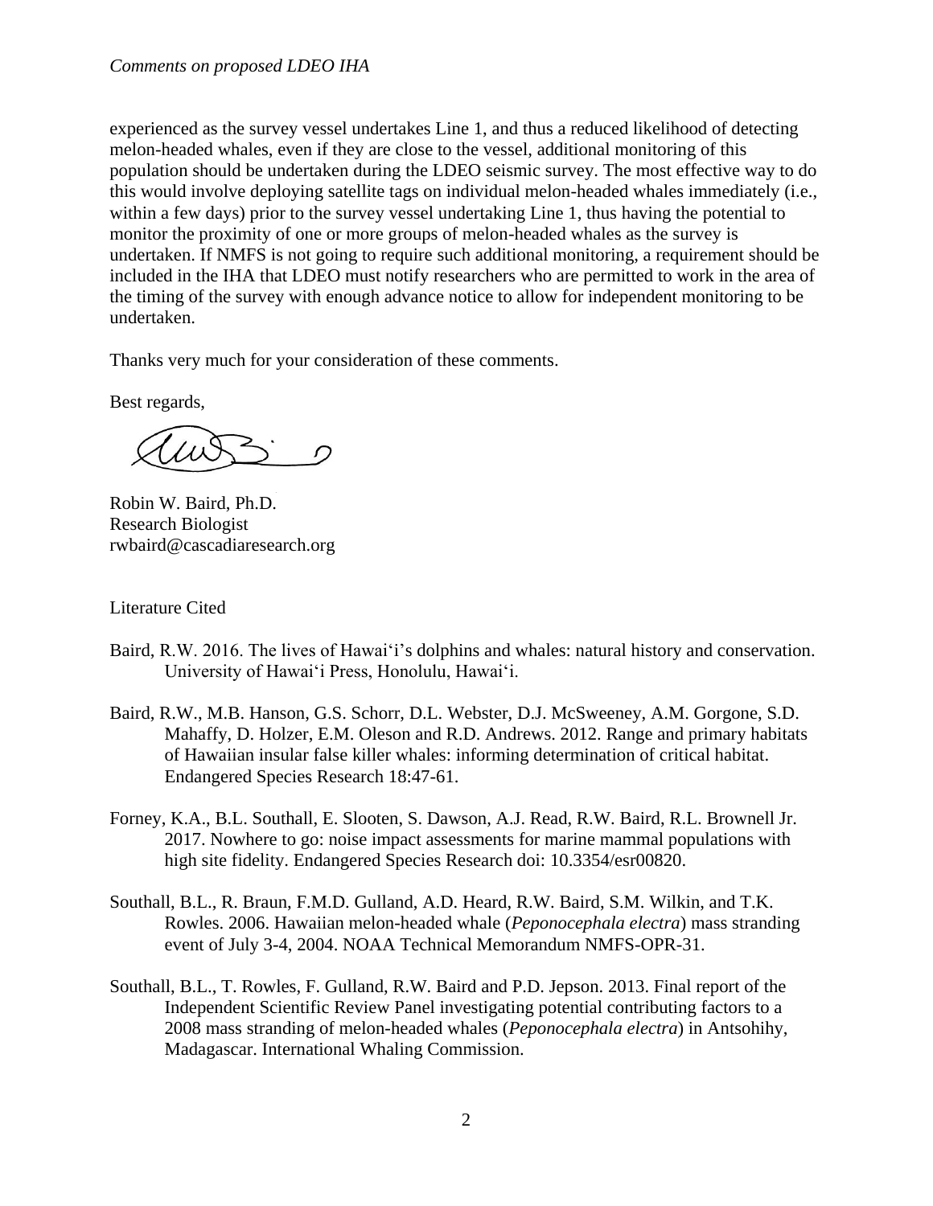experienced as the survey vessel undertakes Line 1, and thus a reduced likelihood of detecting melon-headed whales, even if they are close to the vessel, additional monitoring of this population should be undertaken during the LDEO seismic survey. The most effective way to do this would involve deploying satellite tags on individual melon-headed whales immediately (i.e., within a few days) prior to the survey vessel undertaking Line 1, thus having the potential to monitor the proximity of one or more groups of melon-headed whales as the survey is undertaken. If NMFS is not going to require such additional monitoring, a requirement should be included in the IHA that LDEO must notify researchers who are permitted to work in the area of the timing of the survey with enough advance notice to allow for independent monitoring to be undertaken.

Thanks very much for your consideration of these comments.

Best regards,

Robin W. Baird, Ph.D.
Research Biologist
rwbaird@cascadiaresearch.org

Literature Cited

Baird, R.W. 2016. The lives of Hawai'i's dolphins and whales: natural history and conservation. University of Hawai'i Press, Honolulu, Hawai'i.

Baird, R.W., M.B. Hanson, G.S. Schorr, D.L. Webster, D.J. McSweeney, A.M. Gorgone, S.D. Mahaffy, D. Holzer, E.M. Oleson and R.D. Andrews. 2012. Range and primary habitats of Hawaiian insular false killer whales: informing determination of critical habitat. Endangered Species Research 18:47-61.

Forney, K.A., B.L. Southall, E. Slooten, S. Dawson, A.J. Read, R.W. Baird, R.L. Brownell Jr. 2017. Nowhere to go: noise impact assessments for marine mammal populations with high site fidelity. Endangered Species Research doi: 10.3354/esr00820.

Southall, B.L., R. Braun, F.M.D. Gulland, A.D. Heard, R.W. Baird, S.M. Wilkin, and T.K. Rowles. 2006. Hawaiian melon-headed whale (*Peponocephala electra*) mass stranding event of July 3-4, 2004. NOAA Technical Memorandum NMFS-OPR-31.

Southall, B.L., T. Rowles, F. Gulland, R.W. Baird and P.D. Jepson. 2013. Final report of the Independent Scientific Review Panel investigating potential contributing factors to a 2008 mass stranding of melon-headed whales (*Peponocephala electra*) in Antsohihy, Madagascar. International Whaling Commission.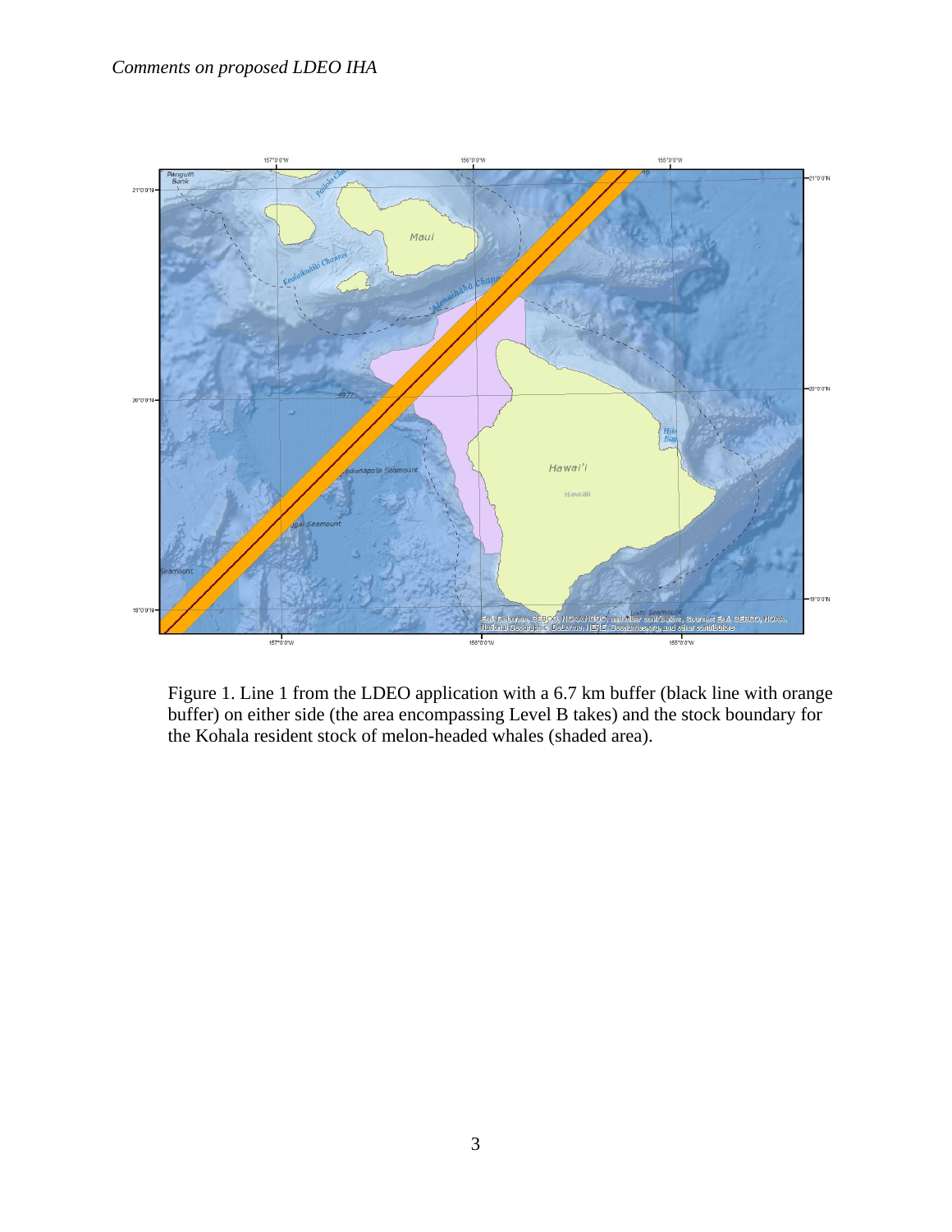157°0'0"W

156°0'0"W

155°0'0"W

21°0'0"N

20°0'0"N

19°0'0"N

Penguin Bank

Pailolo Channel

Maui

Kealaikahiki Channel

'Alenuihaha Channel

4977

Indianapolis Seamount

Jaggar Seamount

Seamount

Hawai'i

Hawaii

Hilo Bay

Loihi Seamount

Esri, DeLorme, GEBCO, NOAA NGDC, and other contributors, Sources: Esri, GEBCO, NOAA, National Geographic, DeLorme, HERE, Geonames.org, and other contributors

Figure 1. Line 1 from the LDEO application with a 6.7 km buffer (black line with orange buffer) on either side (the area encompassing Level B takes) and the stock boundary for the Kohala resident stock of melon-headed whales (shaded area).